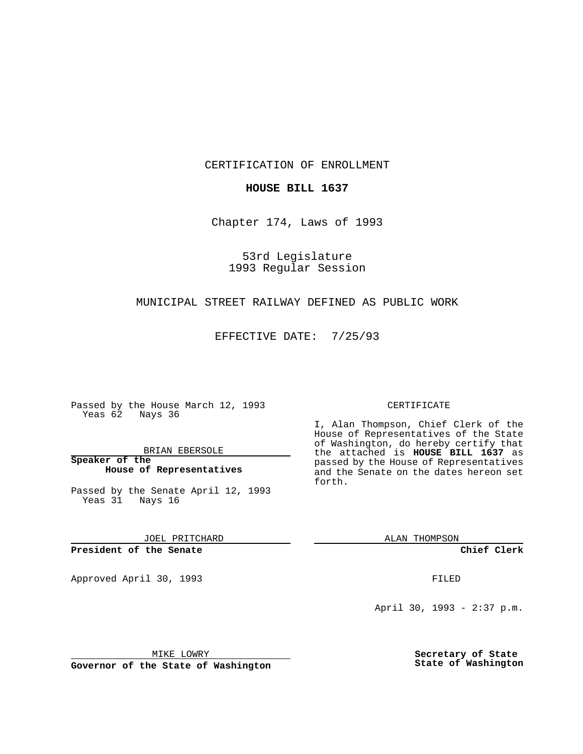CERTIFICATION OF ENROLLMENT

**HOUSE BILL 1637**

Chapter 174, Laws of 1993

53rd Legislature
1993 Regular Session

MUNICIPAL STREET RAILWAY DEFINED AS PUBLIC WORK

EFFECTIVE DATE: 7/25/93

Passed by the House March 12, 1993
Yeas 62 Nays 36

BRIAN EBERSOLE

**Speaker of the House of Representatives**

Passed by the Senate April 12, 1993
Yeas 31 Nays 16

JOEL PRITCHARD

**President of the Senate**

Approved April 30, 1993

MIKE LOWRY

**Governor of the State of Washington**

CERTIFICATE

I, Alan Thompson, Chief Clerk of the House of Representatives of the State of Washington, do hereby certify that the attached is **HOUSE BILL 1637** as passed by the House of Representatives and the Senate on the dates hereon set forth.

ALAN THOMPSON

**Chief Clerk**

FILED

April 30, 1993 - 2:37 p.m.

**Secretary of State**
**State of Washington**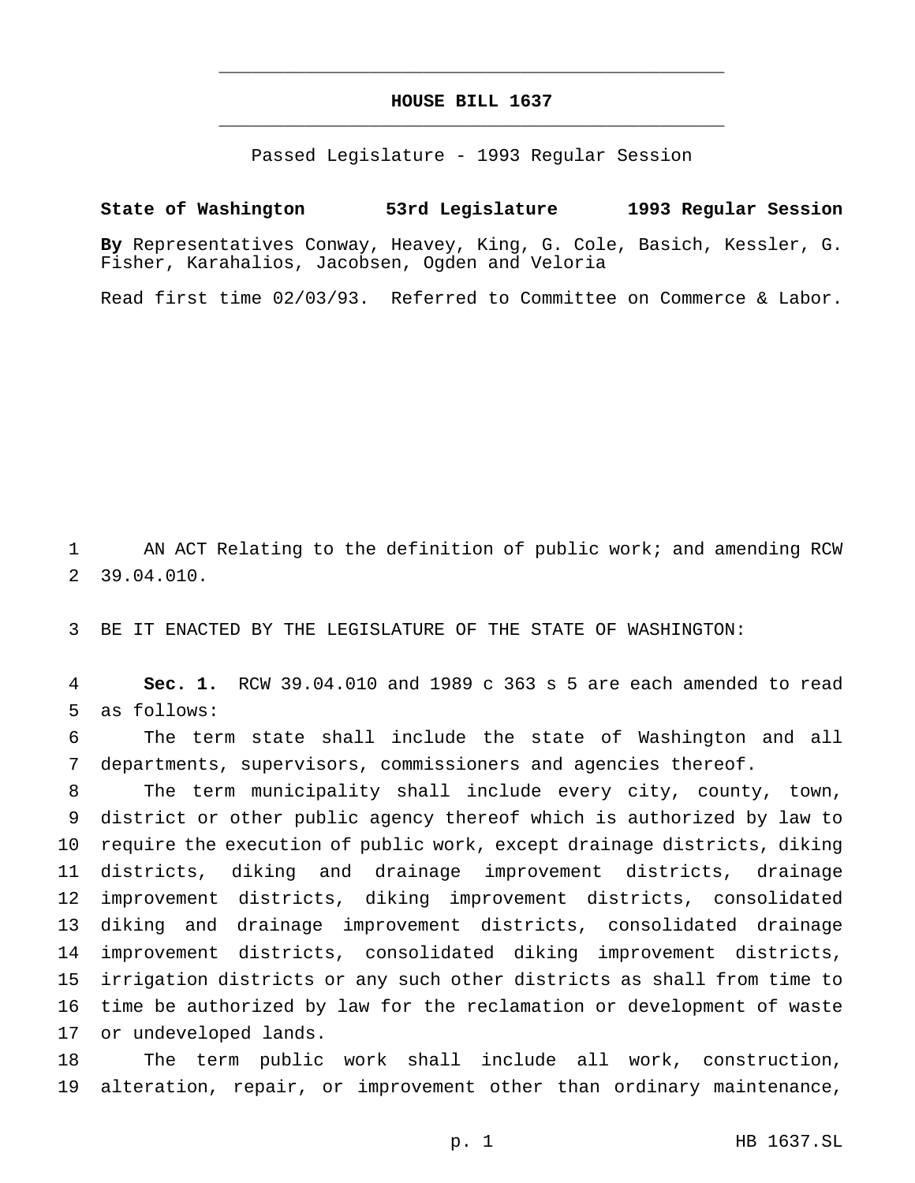**HOUSE BILL 1637**

Passed Legislature - 1993 Regular Session

**State of Washington 53rd Legislature 1993 Regular Session**

**By** Representatives Conway, Heavey, King, G. Cole, Basich, Kessler, G. Fisher, Karahalios, Jacobsen, Ogden and Veloria

Read first time 02/03/93. Referred to Committee on Commerce & Labor.

1 AN ACT Relating to the definition of public work; and amending RCW
2 39.04.010.

3 BE IT ENACTED BY THE LEGISLATURE OF THE STATE OF WASHINGTON:

4 **Sec. 1.** RCW 39.04.010 and 1989 c 363 s 5 are each amended to read
5 as follows:

6 The term state shall include the state of Washington and all
7 departments, supervisors, commissioners and agencies thereof.

8 The term municipality shall include every city, county, town,
9 district or other public agency thereof which is authorized by law to
10 require the execution of public work, except drainage districts, diking
11 districts, diking and drainage improvement districts, drainage
12 improvement districts, diking improvement districts, consolidated
13 diking and drainage improvement districts, consolidated drainage
14 improvement districts, consolidated diking improvement districts,
15 irrigation districts or any such other districts as shall from time to
16 time be authorized by law for the reclamation or development of waste
17 or undeveloped lands.

18 The term public work shall include all work, construction,
19 alteration, repair, or improvement other than ordinary maintenance,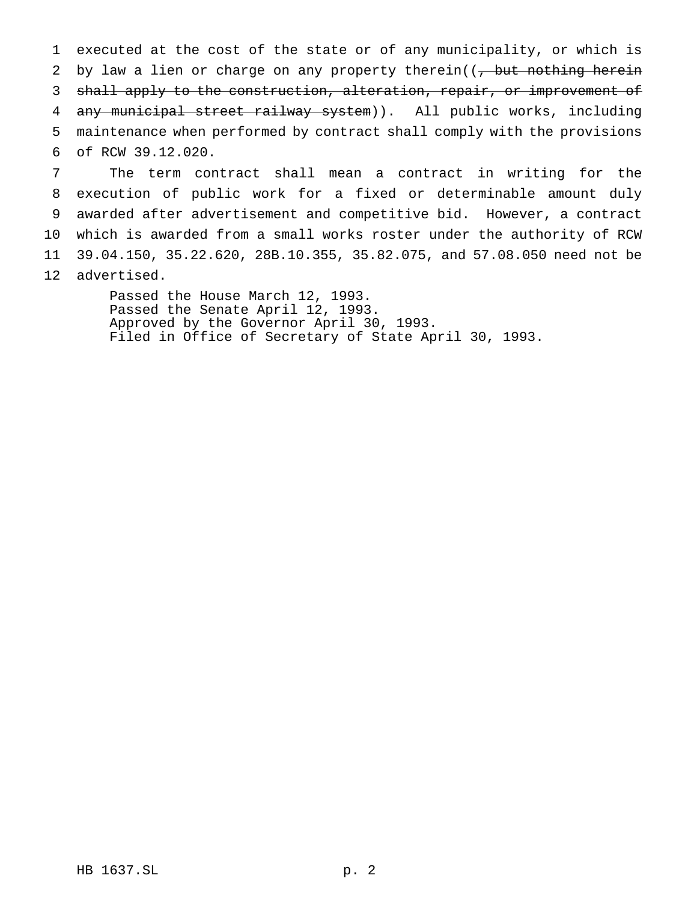executed at the cost of the state or of any municipality, or which is by law a lien or charge on any property therein((~~, but nothing herein shall apply to the construction, alteration, repair, or improvement of any municipal street railway system~~)). All public works, including maintenance when performed by contract shall comply with the provisions of RCW 39.12.020.

The term contract shall mean a contract in writing for the execution of public work for a fixed or determinable amount duly awarded after advertisement and competitive bid. However, a contract which is awarded from a small works roster under the authority of RCW 39.04.150, 35.22.620, 28B.10.355, 35.82.075, and 57.08.050 need not be advertised.

Passed the House March 12, 1993.
Passed the Senate April 12, 1993.
Approved by the Governor April 30, 1993.
Filed in Office of Secretary of State April 30, 1993.